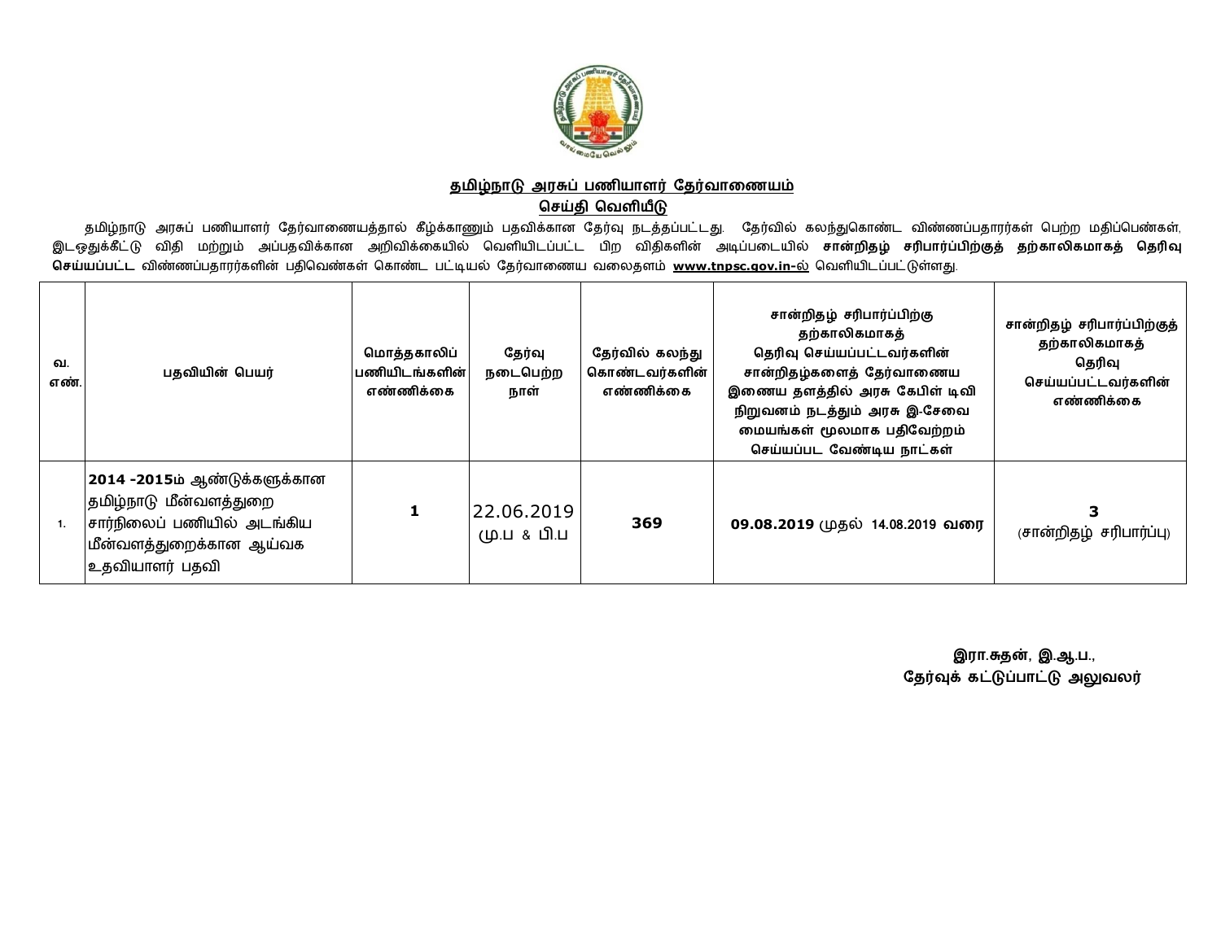**தமிழ்நாடு அரசுப் பணியாளர் தேர்வாணையம்**

**செய்தி வெளியீடு**

தமிழ்நாடு அரசுப் பணியாளர் தேர்வாணையத்தால் கீழ்க்காணும் பதவிக்கான தேர்வு நடத்தப்பட்டது. தேர்வில் கலந்துகொண்ட விண்ணப்பதாரர்கள் பெற்ற மதிப்பெண்கள், இடஒதுக்கீட்டு விதி மற்றும் அப்பதவிக்கான அறிவிக்கையில் வெளியிடப்பட்ட பிற விதிகளின் அடிப்படையில் **சான்றிதழ் சரிபார்ப்பிற்குத் தற்காலிகமாகத் தெரிவு செய்யப்பட்ட** விண்ணப்பதாரர்களின் பதிவெண்கள் கொண்ட பட்டியல் தேர்வாணைய வலைதளம் **www.tnpsc.gov.in-ல்** வெளியிடப்பட்டுள்ளது.

| வ. எண். | பதவியின் பெயர் | மொத்தகாலிப் பணியிடங்களின் எண்ணிக்கை | தேர்வு நடைபெற்ற நாள் | தேர்வில் கலந்து கொண்டவர்களின் எண்ணிக்கை | சான்றிதழ் சரிபார்ப்பிற்கு தற்காலிகமாகத் தெரிவு செய்யப்பட்டவர்களின் சான்றிதழ்களைத் தேர்வாணைய இணைய தளத்தில் அரசு கேபிள் டிவி நிறுவனம் நடத்தும் அரசு இ-சேவை மையங்கள் மூலமாக பதிவேற்றம் செய்யப்பட வேண்டிய நாட்கள் | சான்றிதழ் சரிபார்ப்பிற்குத் தற்காலிகமாகத் தெரிவு செய்யப்பட்டவர்களின் எண்ணிக்கை |
|---|---|---|---|---|---|---|
| 1. | **2014 -2015**ம் ஆண்டுக்களுக்கான தமிழ்நாடு மீன்வளத்துறை சார்நிலைப் பணியில் அடங்கிய மீன்வளத்துறைக்கான ஆய்வக உதவியாளர் பதவி | **1** | 22.06.2019 மு.ப & பி.ப | **369** | **09.08.2019** முதல் 14.08.2019 **வரை** | **3** (சான்றிதழ் சரிபார்ப்பு) |

**இரா.சுதன், இ.ஆ.ப.,**
**தேர்வுக் கட்டுப்பாட்டு அலுவலர்**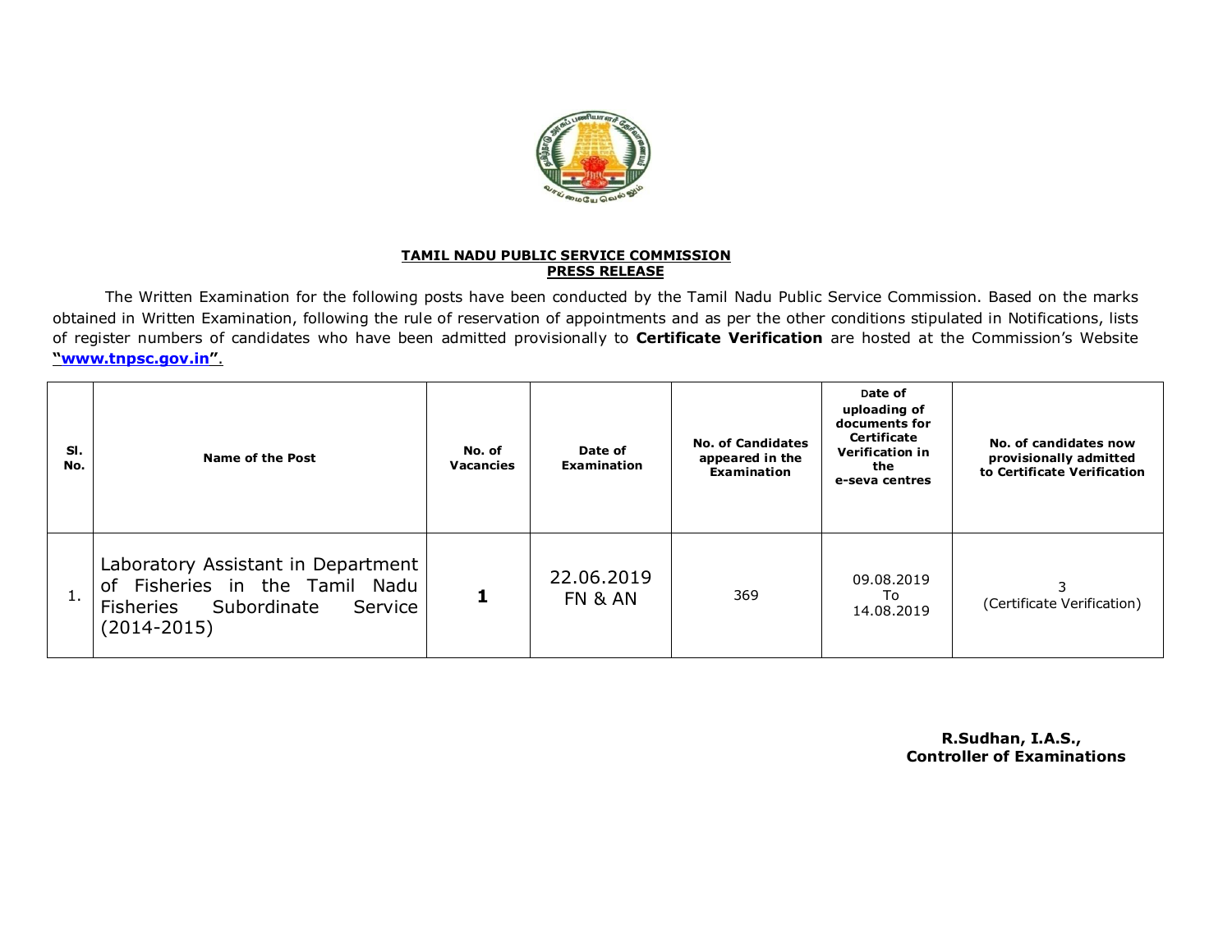**TAMIL NADU PUBLIC SERVICE COMMISSION**
**PRESS RELEASE**

The Written Examination for the following posts have been conducted by the Tamil Nadu Public Service Commission. Based on the marks obtained in Written Examination, following the rule of reservation of appointments and as per the other conditions stipulated in Notifications, lists of register numbers of candidates who have been admitted provisionally to **Certificate Verification** are hosted at the Commission's Website **"www.tnpsc.gov.in"**.

| Sl. No. | Name of the Post | No. of Vacancies | Date of Examination | No. of Candidates appeared in the Examination | Date of uploading of documents for Certificate Verification in the e-seva centres | No. of candidates now provisionally admitted to Certificate Verification |
|---|---|---|---|---|---|---|
| 1. | Laboratory Assistant in Department of Fisheries in the Tamil Nadu Fisheries Subordinate Service (2014-2015) | **1** | 22.06.2019 FN & AN | 369 | 09.08.2019 To 14.08.2019 | 3 (Certificate Verification) |

**R.Sudhan, I.A.S.,**
**Controller of Examinations**